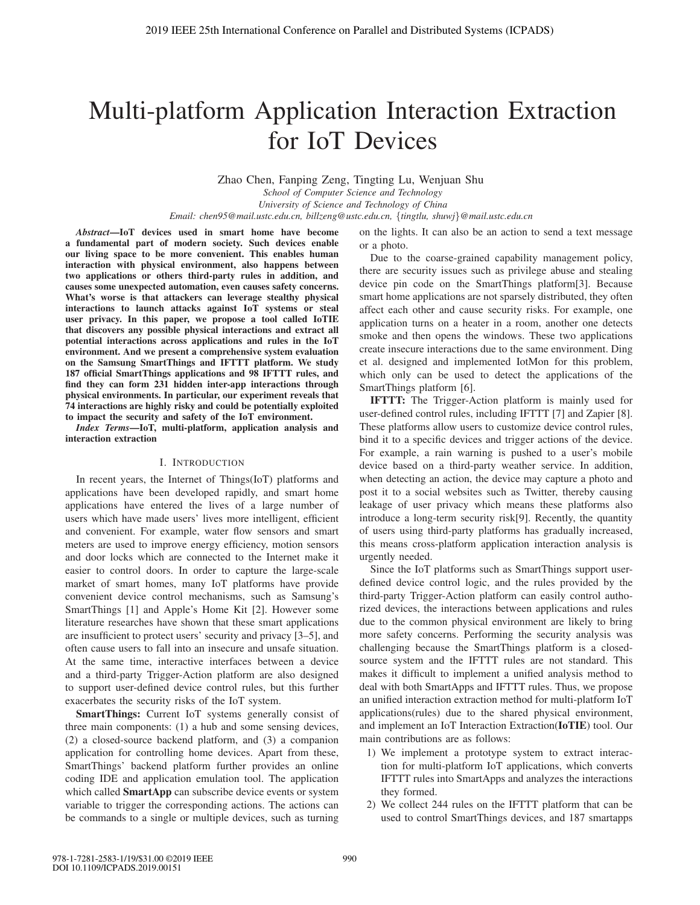# Multi-platform Application Interaction Extraction for IoT Devices

Zhao Chen, Fanping Zeng, Tingting Lu, Wenjuan Shu

*School of Computer Science and Technology*
*University of Science and Technology of China*
*Email: chen95@mail.ustc.edu.cn, billzeng@ustc.edu.cn, {tingtlu, shuwj}@mail.ustc.edu.cn*

***Abstract*—IoT devices used in smart home have become a fundamental part of modern society. Such devices enable our living space to be more convenient. This enables human interaction with physical environment, also happens between two applications or others third-party rules in addition, and causes some unexpected automation, even causes safety concerns. What's worse is that attackers can leverage stealthy physical interactions to launch attacks against IoT systems or steal user privacy. In this paper, we propose a tool called IoTIE that discovers any possible physical interactions and extract all potential interactions across applications and rules in the IoT environment. And we present a comprehensive system evaluation on the Samsung SmartThings and IFTTT platform. We study 187 official SmartThings applications and 98 IFTTT rules, and find they can form 231 hidden inter-app interactions through physical environments. In particular, our experiment reveals that 74 interactions are highly risky and could be potentially exploited to impact the security and safety of the IoT environment.**

***Index Terms*—IoT, multi-platform, application analysis and interaction extraction**

## I. Introduction

In recent years, the Internet of Things(IoT) platforms and applications have been developed rapidly, and smart home applications have entered the lives of a large number of users which have made users' lives more intelligent, efficient and convenient. For example, water flow sensors and smart meters are used to improve energy efficiency, motion sensors and door locks which are connected to the Internet make it easier to control doors. In order to capture the large-scale market of smart homes, many IoT platforms have provide convenient device control mechanisms, such as Samsung's SmartThings [1] and Apple's Home Kit [2]. However some literature researches have shown that these smart applications are insufficient to protect users' security and privacy [3–5], and often cause users to fall into an insecure and unsafe situation. At the same time, interactive interfaces between a device and a third-party Trigger-Action platform are also designed to support user-defined device control rules, but this further exacerbates the security risks of the IoT system.

**SmartThings:** Current IoT systems generally consist of three main components: (1) a hub and some sensing devices, (2) a closed-source backend platform, and (3) a companion application for controlling home devices. Apart from these, SmartThings' backend platform further provides an online coding IDE and application emulation tool. The application which called **SmartApp** can subscribe device events or system variable to trigger the corresponding actions. The actions can be commands to a single or multiple devices, such as turning on the lights. It can also be an action to send a text message or a photo.

Due to the coarse-grained capability management policy, there are security issues such as privilege abuse and stealing device pin code on the SmartThings platform[3]. Because smart home applications are not sparsely distributed, they often affect each other and cause security risks. For example, one application turns on a heater in a room, another one detects smoke and then opens the windows. These two applications create insecure interactions due to the same environment. Ding et al. designed and implemented IotMon for this problem, which only can be used to detect the applications of the SmartThings platform [6].

**IFTTT:** The Trigger-Action platform is mainly used for user-defined control rules, including IFTTT [7] and Zapier [8]. These platforms allow users to customize device control rules, bind it to a specific devices and trigger actions of the device. For example, a rain warning is pushed to a user's mobile device based on a third-party weather service. In addition, when detecting an action, the device may capture a photo and post it to a social websites such as Twitter, thereby causing leakage of user privacy which means these platforms also introduce a long-term security risk[9]. Recently, the quantity of users using third-party platforms has gradually increased, this means cross-platform application interaction analysis is urgently needed.

Since the IoT platforms such as SmartThings support user-defined device control logic, and the rules provided by the third-party Trigger-Action platform can easily control authorized devices, the interactions between applications and rules due to the common physical environment are likely to bring more safety concerns. Performing the security analysis was challenging because the SmartThings platform is a closed-source system and the IFTTT rules are not standard. This makes it difficult to implement a unified analysis method to deal with both SmartApps and IFTTT rules. Thus, we propose an unified interaction extraction method for multi-platform IoT applications(rules) due to the shared physical environment, and implement an IoT Interaction Extraction(**IoTIE**) tool. Our main contributions are as follows:

1) We implement a prototype system to extract interaction for multi-platform IoT applications, which converts IFTTT rules into SmartApps and analyzes the interactions they formed.
2) We collect 244 rules on the IFTTT platform that can be used to control SmartThings devices, and 187 smartapps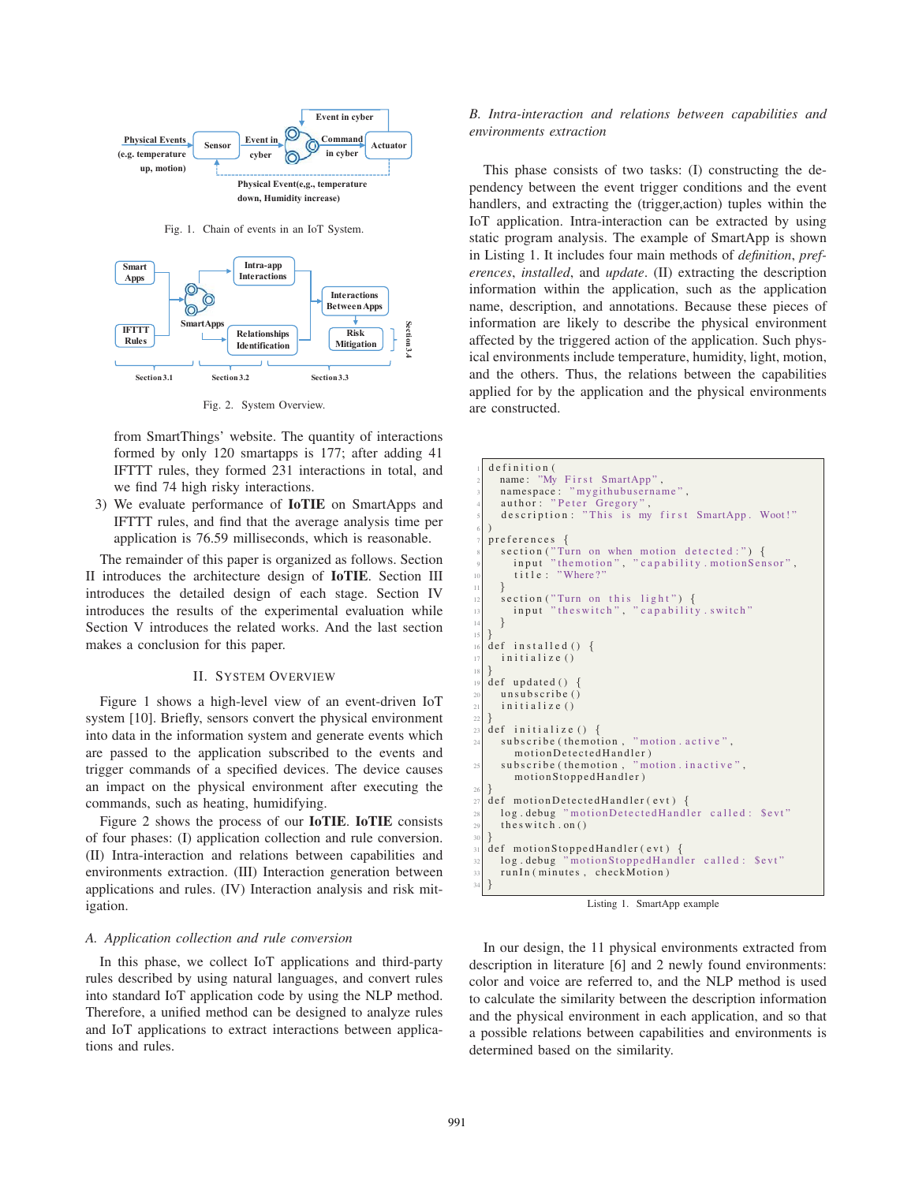Fig. 1. Chain of events in an IoT System.

Fig. 2. System Overview.

from SmartThings' website. The quantity of interactions formed by only 120 smartapps is 177; after adding 41 IFTTT rules, they formed 231 interactions in total, and we find 74 high risky interactions.

3) We evaluate performance of **IoTIE** on SmartApps and IFTTT rules, and find that the average analysis time per application is 76.59 milliseconds, which is reasonable.

The remainder of this paper is organized as follows. Section II introduces the architecture design of **IoTIE**. Section III introduces the detailed design of each stage. Section IV introduces the results of the experimental evaluation while Section V introduces the related works. And the last section makes a conclusion for this paper.

## II. System Overview

Figure 1 shows a high-level view of an event-driven IoT system [10]. Briefly, sensors convert the physical environment into data in the information system and generate events which are passed to the application subscribed to the events and trigger commands of a specified devices. The device causes an impact on the physical environment after executing the commands, such as heating, humidifying.

Figure 2 shows the process of our **IoTIE**. **IoTIE** consists of four phases: (I) application collection and rule conversion. (II) Intra-interaction and relations between capabilities and environments extraction. (III) Interaction generation between applications and rules. (IV) Interaction analysis and risk mitigation.

### A. Application collection and rule conversion

In this phase, we collect IoT applications and third-party rules described by using natural languages, and convert rules into standard IoT application code by using the NLP method. Therefore, a unified method can be designed to analyze rules and IoT applications to extract interactions between applications and rules.

### B. Intra-interaction and relations between capabilities and environments extraction

This phase consists of two tasks: (I) constructing the dependency between the event trigger conditions and the event handlers, and extracting the (trigger,action) tuples within the IoT application. Intra-interaction can be extracted by using static program analysis. The example of SmartApp is shown in Listing 1. It includes four main methods of *definition*, *preferences*, *installed*, and *update*. (II) extracting the description information within the application, such as the application name, description, and annotations. Because these pieces of information are likely to describe the physical environment affected by the triggered action of the application. Such physical environments include temperature, humidity, light, motion, and the others. Thus, the relations between the capabilities applied for by the application and the physical environments are constructed.

```
definition(
  name: "My First SmartApp",
  namespace: "mygithubusername",
  author: "Peter Gregory",
  description: "This is my first SmartApp. Woot!"
)
preferences {
  section("Turn on when motion detected:") {
    input "themotion", "capability.motionSensor",
    title: "Where?"
  }
  section("Turn on this light") {
    input "theswitch", "capability.switch"
  }
}
def installed() {
  initialize()
}
def updated() {
  unsubscribe()
  initialize()
}
def initialize() {
  subscribe(themotion, "motion.active",
    motionDetectedHandler)
  subscribe(themotion, "motion.inactive",
    motionStoppedHandler)
}
def motionDetectedHandler(evt) {
  log.debug "motionDetectedHandler called: $evt"
  theswitch.on()
}
def motionStoppedHandler(evt) {
  log.debug "motionStoppedHandler called: $evt"
  runIn(minutes, checkMotion)
}
```

Listing 1. SmartApp example

In our design, the 11 physical environments extracted from description in literature [6] and 2 newly found environments: color and voice are referred to, and the NLP method is used to calculate the similarity between the description information and the physical environment in each application, and so that a possible relations between capabilities and environments is determined based on the similarity.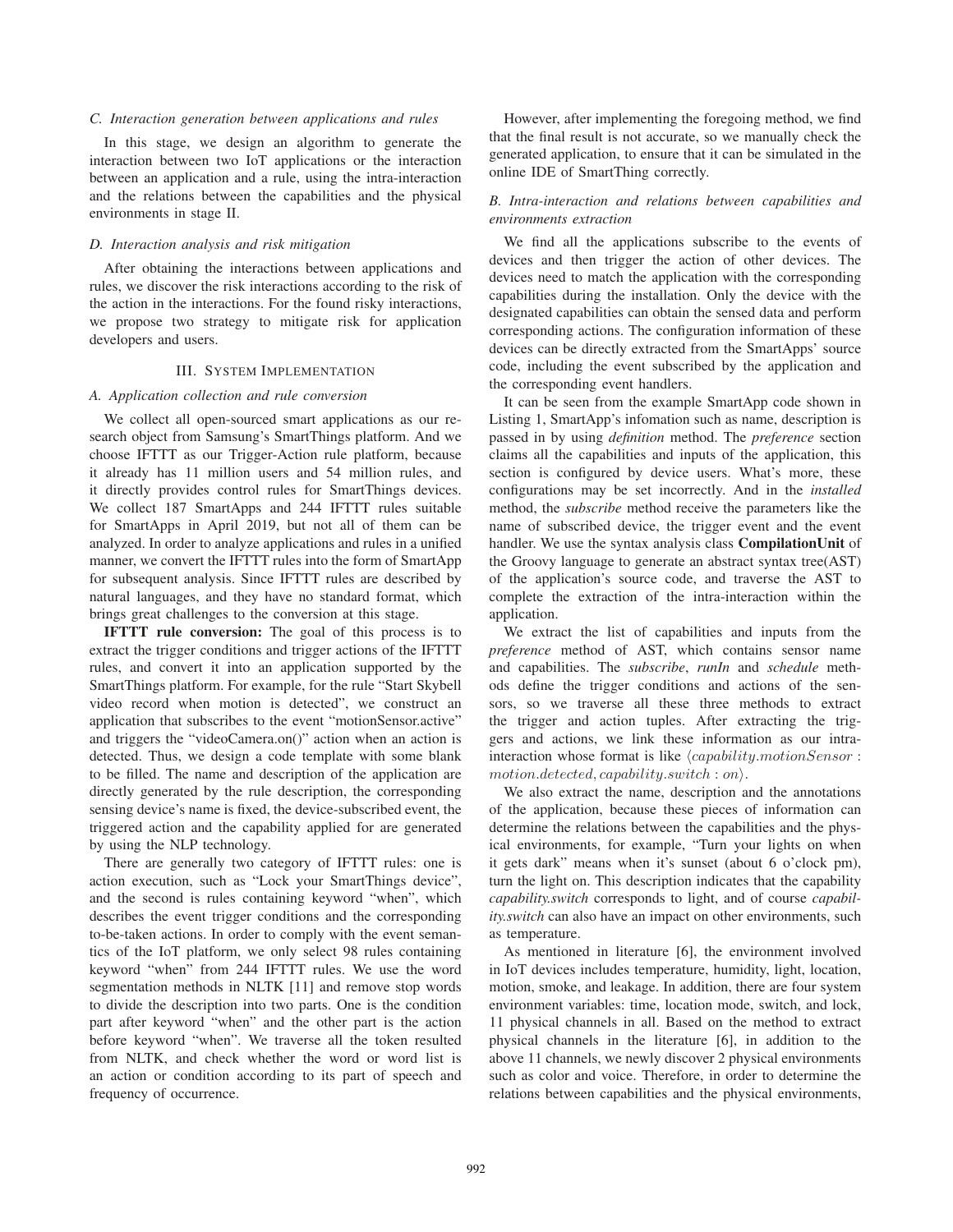### C. Interaction generation between applications and rules

In this stage, we design an algorithm to generate the interaction between two IoT applications or the interaction between an application and a rule, using the intra-interaction and the relations between the capabilities and the physical environments in stage II.

### D. Interaction analysis and risk mitigation

After obtaining the interactions between applications and rules, we discover the risk interactions according to the risk of the action in the interactions. For the found risky interactions, we propose two strategy to mitigate risk for application developers and users.

## III. System Implementation

### A. Application collection and rule conversion

We collect all open-sourced smart applications as our research object from Samsung's SmartThings platform. And we choose IFTTT as our Trigger-Action rule platform, because it already has 11 million users and 54 million rules, and it directly provides control rules for SmartThings devices. We collect 187 SmartApps and 244 IFTTT rules suitable for SmartApps in April 2019, but not all of them can be analyzed. In order to analyze applications and rules in a unified manner, we convert the IFTTT rules into the form of SmartApp for subsequent analysis. Since IFTTT rules are described by natural languages, and they have no standard format, which brings great challenges to the conversion at this stage.

**IFTTT rule conversion:** The goal of this process is to extract the trigger conditions and trigger actions of the IFTTT rules, and convert it into an application supported by the SmartThings platform. For example, for the rule "Start Skybell video record when motion is detected", we construct an application that subscribes to the event "motionSensor.active" and triggers the "videoCamera.on()" action when an action is detected. Thus, we design a code template with some blank to be filled. The name and description of the application are directly generated by the rule description, the corresponding sensing device's name is fixed, the device-subscribed event, the triggered action and the capability applied for are generated by using the NLP technology.

There are generally two category of IFTTT rules: one is action execution, such as "Lock your SmartThings device", and the second is rules containing keyword "when", which describes the event trigger conditions and the corresponding to-be-taken actions. In order to comply with the event semantics of the IoT platform, we only select 98 rules containing keyword "when" from 244 IFTTT rules. We use the word segmentation methods in NLTK [11] and remove stop words to divide the description into two parts. One is the condition part after keyword "when" and the other part is the action before keyword "when". We traverse all the token resulted from NLTK, and check whether the word or word list is an action or condition according to its part of speech and frequency of occurrence.

However, after implementing the foregoing method, we find that the final result is not accurate, so we manually check the generated application, to ensure that it can be simulated in the online IDE of SmartThing correctly.

### B. Intra-interaction and relations between capabilities and environments extraction

We find all the applications subscribe to the events of devices and then trigger the action of other devices. The devices need to match the application with the corresponding capabilities during the installation. Only the device with the designated capabilities can obtain the sensed data and perform corresponding actions. The configuration information of these devices can be directly extracted from the SmartApps' source code, including the event subscribed by the application and the corresponding event handlers.

It can be seen from the example SmartApp code shown in Listing 1, SmartApp's infomation such as name, description is passed in by using *definition* method. The *preference* section claims all the capabilities and inputs of the application, this section is configured by device users. What's more, these configurations may be set incorrectly. And in the *installed* method, the *subscribe* method receive the parameters like the name of subscribed device, the trigger event and the event handler. We use the syntax analysis class **CompilationUnit** of the Groovy language to generate an abstract syntax tree(AST) of the application's source code, and traverse the AST to complete the extraction of the intra-interaction within the application.

We extract the list of capabilities and inputs from the *preference* method of AST, which contains sensor name and capabilities. The *subscribe*, *runIn* and *schedule* methods define the trigger conditions and actions of the sensors, so we traverse all these three methods to extract the trigger and action tuples. After extracting the triggers and actions, we link these information as our intra-interaction whose format is like $\langle capability.motionSensor : motion.detected, capability.switch : on\rangle$.

We also extract the name, description and the annotations of the application, because these pieces of information can determine the relations between the capabilities and the physical environments, for example, "Turn your lights on when it gets dark" means when it's sunset (about 6 o'clock pm), turn the light on. This description indicates that the capability *capability.switch* corresponds to light, and of course *capability.switch* can also have an impact on other environments, such as temperature.

As mentioned in literature [6], the environment involved in IoT devices includes temperature, humidity, light, location, motion, smoke, and leakage. In addition, there are four system environment variables: time, location mode, switch, and lock, 11 physical channels in all. Based on the method to extract physical channels in the literature [6], in addition to the above 11 channels, we newly discover 2 physical environments such as color and voice. Therefore, in order to determine the relations between capabilities and the physical environments,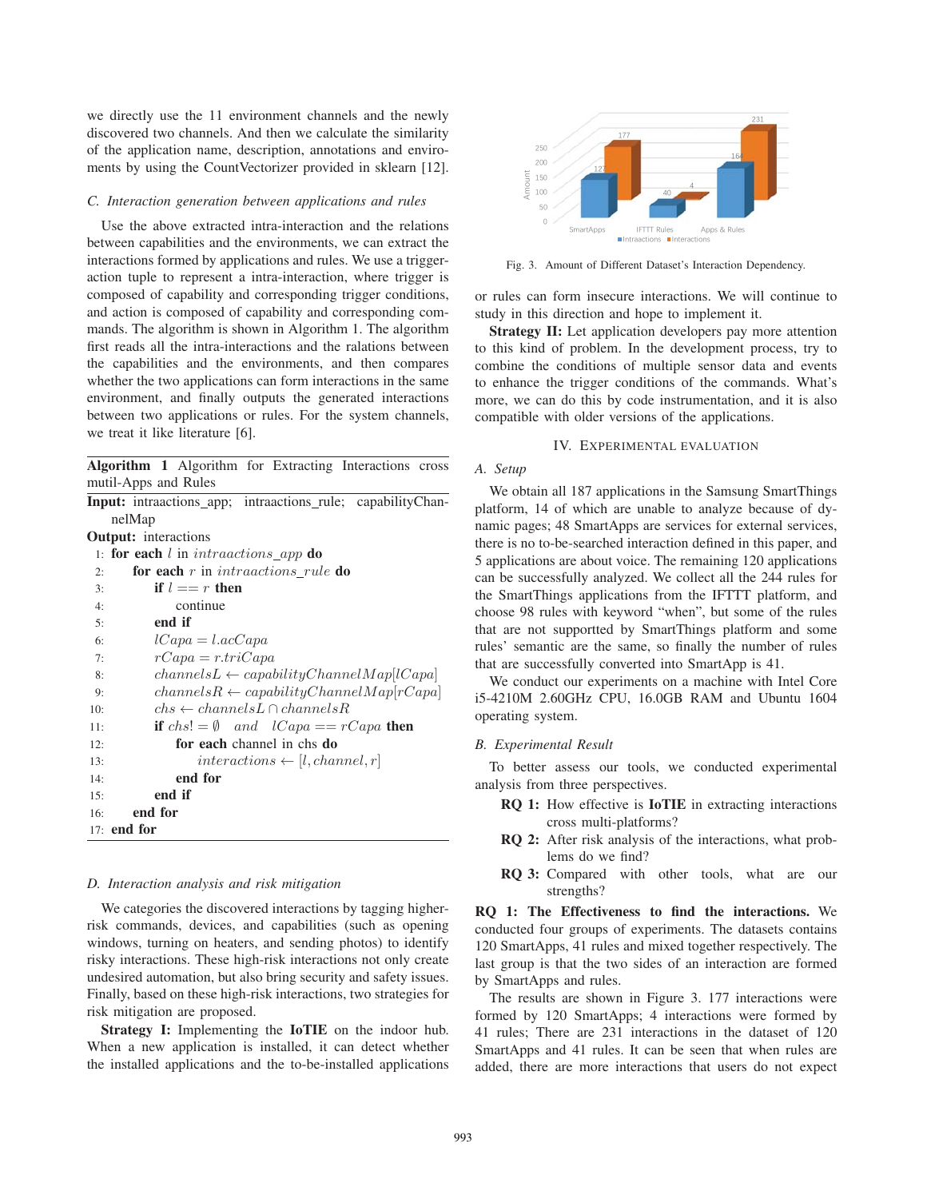we directly use the 11 environment channels and the newly discovered two channels. And then we calculate the similarity of the application name, description, annotations and enviroments by using the CountVectorizer provided in sklearn [12].

### C. Interaction generation between applications and rules

Use the above extracted intra-interaction and the relations between capabilities and the environments, we can extract the interactions formed by applications and rules. We use a trigger-action tuple to represent a intra-interaction, where trigger is composed of capability and corresponding trigger conditions, and action is composed of capability and corresponding commands. The algorithm is shown in Algorithm 1. The algorithm first reads all the intra-interactions and the ralations between the capabilities and the environments, and then compares whether the two applications can form interactions in the same environment, and finally outputs the generated interactions between two applications or rules. For the system channels, we treat it like literature [6].

**Algorithm 1** Algorithm for Extracting Interactions cross mutil-Apps and Rules

**Input:** intraactions_app; intraactions_rule; capabilityChannelMap
**Output:** interactions

```
1:  for each l in intraactions_app do
2:      for each r in intraactions_rule do
3:          if l == r then
4:              continue
5:          end if
6:          lCapa = l.acCapa
7:          rCapa = r.triCapa
8:          channelsL ← capabilityChannelMap[lCapa]
9:          channelsR ← capabilityChannelMap[rCapa]
10:         chs ← channelsL ∩ channelsR
11:         if chs! = ∅ and lCapa == rCapa then
12:             for each channel in chs do
13:                 interactions ← [l, channel, r]
14:             end for
15:         end if
16:     end for
17: end for
```

### D. Interaction analysis and risk mitigation

We categories the discovered interactions by tagging higher-risk commands, devices, and capabilities (such as opening windows, turning on heaters, and sending photos) to identify risky interactions. These high-risk interactions not only create undesired automation, but also bring security and safety issues. Finally, based on these high-risk interactions, two strategies for risk mitigation are proposed.

**Strategy I:** Implementing the **IoTIE** on the indoor hub. When a new application is installed, it can detect whether the installed applications and the to-be-installed applications or rules can form insecure interactions. We will continue to study in this direction and hope to implement it.

**Strategy II:** Let application developers pay more attention to this kind of problem. In the development process, try to combine the conditions of multiple sensor data and events to enhance the trigger conditions of the commands. What's more, we can do this by code instrumentation, and it is also compatible with older versions of the applications.

| | SmartApps | IFTTT Rules | Apps & Rules |
|---|---|---|---|
| Intraactions | 127 | 40 | 164 |
| Interactions | 177 | 4 | 231 |

Fig. 3. Amount of Different Dataset's Interaction Dependency.

## IV. Experimental Evaluation

### A. Setup

We obtain all 187 applications in the Samsung SmartThings platform, 14 of which are unable to analyze because of dynamic pages; 48 SmartApps are services for external services, there is no to-be-searched interaction defined in this paper, and 5 applications are about voice. The remaining 120 applications can be successfully analyzed. We collect all the 244 rules for the SmartThings applications from the IFTTT platform, and choose 98 rules with keyword "when", but some of the rules that are not supported by SmartThings platform and some rules' semantic are the same, so finally the number of rules that are successfully converted into SmartApp is 41.

We conduct our experiments on a machine with Intel Core i5-4210M 2.60GHz CPU, 16.0GB RAM and Ubuntu 1604 operating system.

### B. Experimental Result

To better assess our tools, we conducted experimental analysis from three perspectives.

- **RQ 1:** How effective is **IoTIE** in extracting interactions cross multi-platforms?
- **RQ 2:** After risk analysis of the interactions, what problems do we find?
- **RQ 3:** Compared with other tools, what are our strengths?

**RQ 1: The Effectiveness to find the interactions.** We conducted four groups of experiments. The datasets contains 120 SmartApps, 41 rules and mixed together respectively. The last group is that the two sides of an interaction are formed by SmartApps and rules.

The results are shown in Figure 3. 177 interactions were formed by 120 SmartApps; 4 interactions were formed by 41 rules; There are 231 interactions in the dataset of 120 SmartApps and 41 rules. It can be seen that when rules are added, there are more interactions that users do not expect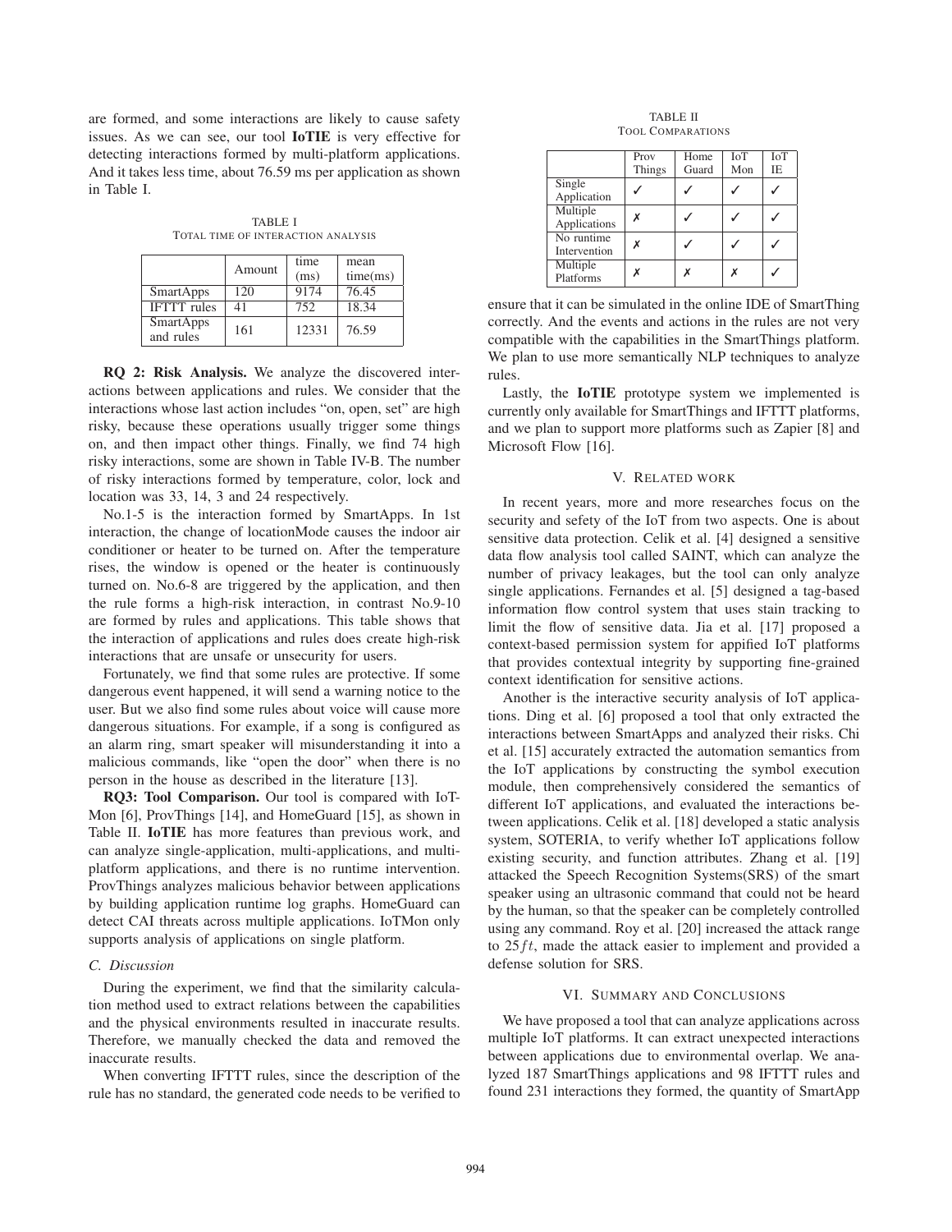are formed, and some interactions are likely to cause safety issues. As we can see, our tool **IoTIE** is very effective for detecting interactions formed by multi-platform applications. And it takes less time, about 76.59 ms per application as shown in Table I.

TABLE I
TOTAL TIME OF INTERACTION ANALYSIS

| | Amount | time (ms) | mean time(ms) |
|---|---|---|---|
| SmartApps | 120 | 9174 | 76.45 |
| IFTTT rules | 41 | 752 | 18.34 |
| SmartApps and rules | 161 | 12331 | 76.59 |

**RQ 2: Risk Analysis.** We analyze the discovered interactions between applications and rules. We consider that the interactions whose last action includes "on, open, set" are high risky, because these operations usually trigger some things on, and then impact other things. Finally, we find 74 high risky interactions, some are shown in Table IV-B. The number of risky interactions formed by temperature, color, lock and location was 33, 14, 3 and 24 respectively.

No.1-5 is the interaction formed by SmartApps. In 1st interaction, the change of locationMode causes the indoor air conditioner or heater to be turned on. After the temperature rises, the window is opened or the heater is continuously turned on. No.6-8 are triggered by the application, and then the rule forms a high-risk interaction, in contrast No.9-10 are formed by rules and applications. This table shows that the interaction of applications and rules does create high-risk interactions that are unsafe or unsecurity for users.

Fortunately, we find that some rules are protective. If some dangerous event happened, it will send a warning notice to the user. But we also find some rules about voice will cause more dangerous situations. For example, if a song is configured as an alarm ring, smart speaker will misunderstanding it into a malicious commands, like "open the door" when there is no person in the house as described in the literature [13].

**RQ3: Tool Comparison.** Our tool is compared with IoTMon [6], ProvThings [14], and HomeGuard [15], as shown in Table II. **IoTIE** has more features than previous work, and can analyze single-application, multi-applications, and multi-platform applications, and there is no runtime intervention. ProvThings analyzes malicious behavior between applications by building application runtime log graphs. HomeGuard can detect CAI threats across multiple applications. IoTMon only supports analysis of applications on single platform.

### C. Discussion

During the experiment, we find that the similarity calculation method used to extract relations between the capabilities and the physical environments resulted in inaccurate results. Therefore, we manually checked the data and removed the inaccurate results.

When converting IFTTT rules, since the description of the rule has no standard, the generated code needs to be verified to ensure that it can be simulated in the online IDE of SmartThing correctly. And the events and actions in the rules are not very compatible with the capabilities in the SmartThings platform. We plan to use more semantically NLP techniques to analyze rules.

Lastly, the **IoTIE** prototype system we implemented is currently only available for SmartThings and IFTTT platforms, and we plan to support more platforms such as Zapier [8] and Microsoft Flow [16].

TABLE II
TOOL COMPARATIONS

| | Prov Things | Home Guard | IoT Mon | IoT IE |
|---|---|---|---|---|
| Single Application | ✓ | ✓ | ✓ | ✓ |
| Multiple Applications | ✗ | ✓ | ✓ | ✓ |
| No runtime Intervention | ✗ | ✓ | ✓ | ✓ |
| Multiple Platforms | ✗ | ✗ | ✗ | ✓ |

## V. Related work

In recent years, more and more researches focus on the security and sefety of the IoT from two aspects. One is about sensitive data protection. Celik et al. [4] designed a sensitive data flow analysis tool called SAINT, which can analyze the number of privacy leakages, but the tool can only analyze single applications. Fernandes et al. [5] designed a tag-based information flow control system that uses stain tracking to limit the flow of sensitive data. Jia et al. [17] proposed a context-based permission system for appified IoT platforms that provides contextual integrity by supporting fine-grained context identification for sensitive actions.

Another is the interactive security analysis of IoT applications. Ding et al. [6] proposed a tool that only extracted the interactions between SmartApps and analyzed their risks. Chi et al. [15] accurately extracted the automation semantics from the IoT applications by constructing the symbol execution module, then comprehensively considered the semantics of different IoT applications, and evaluated the interactions between applications. Celik et al. [18] developed a static analysis system, SOTERIA, to verify whether IoT applications follow existing security, and function attributes. Zhang et al. [19] attacked the Speech Recognition Systems(SRS) of the smart speaker using an ultrasonic command that could not be heard by the human, so that the speaker can be completely controlled using any command. Roy et al. [20] increased the attack range to $25ft$, made the attack easier to implement and provided a defense solution for SRS.

## VI. Summary and Conclusions

We have proposed a tool that can analyze applications across multiple IoT platforms. It can extract unexpected interactions between applications due to environmental overlap. We analyzed 187 SmartThings applications and 98 IFTTT rules and found 231 interactions they formed, the quantity of SmartApp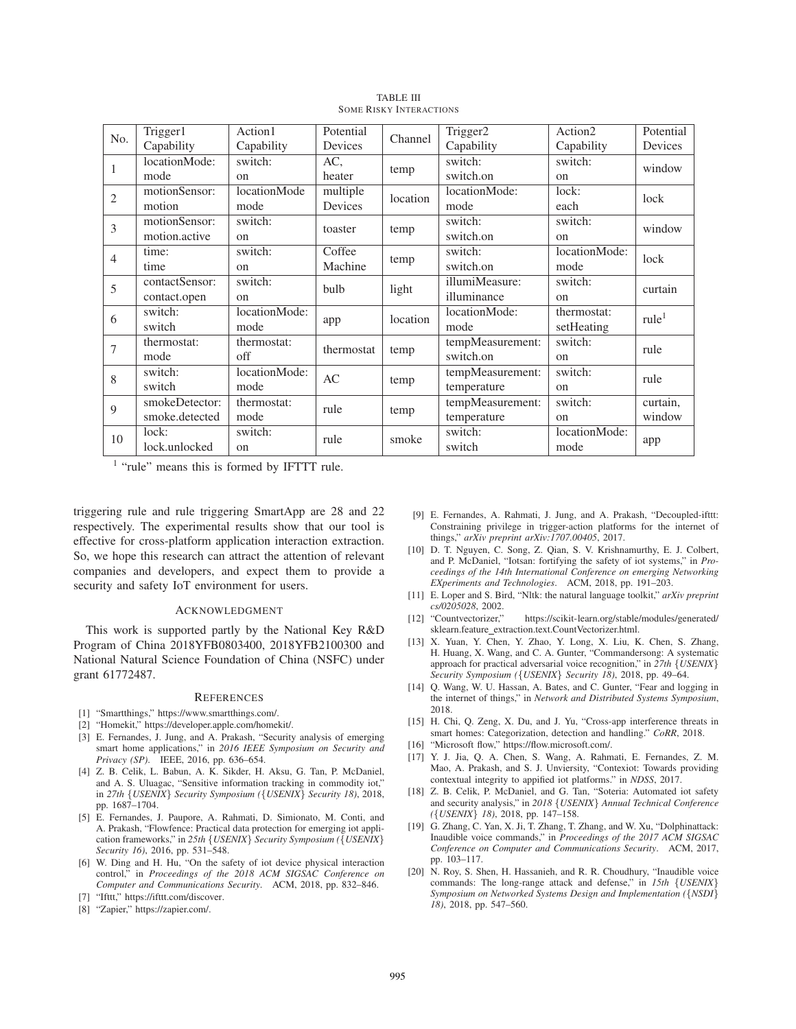TABLE III
SOME RISKY INTERACTIONS

| No. | Trigger1 Capability | Action1 Capability | Potential Devices | Channel | Trigger2 Capability | Action2 Capability | Potential Devices |
|---|---|---|---|---|---|---|---|
| 1 | locationMode: mode | switch: on | AC, heater | temp | switch: switch.on | switch: on | window |
| 2 | motionSensor: motion | locationMode mode | multiple Devices | location | locationMode: mode | lock: each | lock |
| 3 | motionSensor: motion.active | switch: on | toaster | temp | switch: switch.on | switch: on | window |
| 4 | time: time | switch: on | Coffee Machine | temp | switch: switch.on | locationMode: mode | lock |
| 5 | contactSensor: contact.open | switch: on | bulb | light | illumiMeasure: illuminance | switch: on | curtain |
| 6 | switch: switch | locationMode: mode | app | location | locationMode: mode | thermostat: setHeating | rule[1] |
| 7 | thermostat: mode | thermostat: off | thermostat | temp | tempMeasurement: switch.on | switch: on | rule |
| 8 | switch: switch | locationMode: mode | AC | temp | tempMeasurement: temperature | switch: on | rule |
| 9 | smokeDetector: smoke.detected | thermostat: mode | rule | temp | tempMeasurement: temperature | switch: on | curtain, window |
| 10 | lock: lock.unlocked | switch: on | rule | smoke | switch: switch | locationMode: mode | app |

[1] "rule" means this is formed by IFTTT rule.

triggering rule and rule triggering SmartApp are 28 and 22 respectively. The experimental results show that our tool is effective for cross-platform application interaction extraction. So, we hope this research can attract the attention of relevant companies and developers, and expect them to provide a security and safety IoT environment for users.

## ACKNOWLEDGMENT

This work is supported partly by the National Key R&D Program of China 2018YFB0803400, 2018YFB2100300 and National Natural Science Foundation of China (NSFC) under grant 61772487.

## REFERENCES

[1] "Smartthings," https://www.smartthings.com/.

[2] "Homekit," https://developer.apple.com/homekit/.

[3] E. Fernandes, J. Jung, and A. Prakash, "Security analysis of emerging smart home applications," in *2016 IEEE Symposium on Security and Privacy (SP)*. IEEE, 2016, pp. 636–654.

[4] Z. B. Celik, L. Babun, A. K. Sikder, H. Aksu, G. Tan, P. McDaniel, and A. S. Uluagac, "Sensitive information tracking in commodity iot," in *27th {USENIX} Security Symposium ({USENIX} Security 18)*, 2018, pp. 1687–1704.

[5] E. Fernandes, J. Paupore, A. Rahmati, D. Simionato, M. Conti, and A. Prakash, "Flowfence: Practical data protection for emerging iot application frameworks," in *25th {USENIX} Security Symposium ({USENIX} Security 16)*, 2016, pp. 531–548.

[6] W. Ding and H. Hu, "On the safety of iot device physical interaction control," in *Proceedings of the 2018 ACM SIGSAC Conference on Computer and Communications Security*. ACM, 2018, pp. 832–846.

[7] "Ifttt," https://ifttt.com/discover.

[8] "Zapier," https://zapier.com/.

[9] E. Fernandes, A. Rahmati, J. Jung, and A. Prakash, "Decoupled-ifttt: Constraining privilege in trigger-action platforms for the internet of things," *arXiv preprint arXiv:1707.00405*, 2017.

[10] D. T. Nguyen, C. Song, Z. Qian, S. V. Krishnamurthy, E. J. Colbert, and P. McDaniel, "Iotsan: fortifying the safety of iot systems," in *Proceedings of the 14th International Conference on emerging Networking EXperiments and Technologies*. ACM, 2018, pp. 191–203.

[11] E. Loper and S. Bird, "Nltk: the natural language toolkit," *arXiv preprint cs/0205028*, 2002.

[12] "Countvectorizer," https://scikit-learn.org/stable/modules/generated/sklearn.feature_extraction.text.CountVectorizer.html.

[13] X. Yuan, Y. Chen, Y. Zhao, Y. Long, X. Liu, K. Chen, S. Zhang, H. Huang, X. Wang, and C. A. Gunter, "Commandersong: A systematic approach for practical adversarial voice recognition," in *27th {USENIX} Security Symposium ({USENIX} Security 18)*, 2018, pp. 49–64.

[14] Q. Wang, W. U. Hassan, A. Bates, and C. Gunter, "Fear and logging in the internet of things," in *Network and Distributed Systems Symposium*, 2018.

[15] H. Chi, Q. Zeng, X. Du, and J. Yu, "Cross-app interference threats in smart homes: Categorization, detection and handling." *CoRR*, 2018.

[16] "Microsoft flow," https://flow.microsoft.com/.

[17] Y. J. Jia, Q. A. Chen, S. Wang, A. Rahmati, E. Fernandes, Z. M. Mao, A. Prakash, and S. J. Unviersity, "Contexiot: Towards providing contextual integrity to appified iot platforms." in *NDSS*, 2017.

[18] Z. B. Celik, P. McDaniel, and G. Tan, "Soteria: Automated iot safety and security analysis," in *2018 {USENIX} Annual Technical Conference ({USENIX} 18)*, 2018, pp. 147–158.

[19] G. Zhang, C. Yan, X. Ji, T. Zhang, T. Zhang, and W. Xu, "Dolphinattack: Inaudible voice commands," in *Proceedings of the 2017 ACM SIGSAC Conference on Computer and Communications Security*. ACM, 2017, pp. 103–117.

[20] N. Roy, S. Shen, H. Hassanieh, and R. R. Choudhury, "Inaudible voice commands: The long-range attack and defense," in *15th {USENIX} Symposium on Networked Systems Design and Implementation ({NSDI} 18)*, 2018, pp. 547–560.